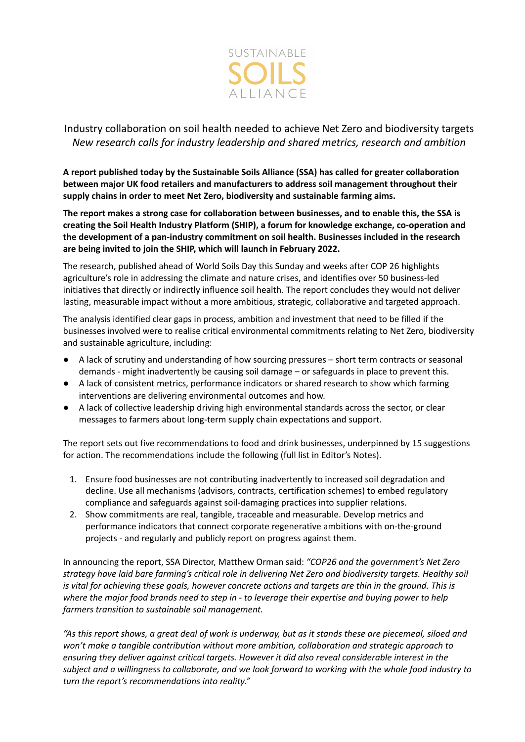SUSTAINABLE
SOILS
ALLIANCE

# Industry collaboration on soil health needed to achieve Net Zero and biodiversity targets

*New research calls for industry leadership and shared metrics, research and ambition*

**A report published today by the Sustainable Soils Alliance (SSA) has called for greater collaboration between major UK food retailers and manufacturers to address soil management throughout their supply chains in order to meet Net Zero, biodiversity and sustainable farming aims.**

**The report makes a strong case for collaboration between businesses, and to enable this, the SSA is creating the Soil Health Industry Platform (SHIP), a forum for knowledge exchange, co-operation and the development of a pan-industry commitment on soil health. Businesses included in the research are being invited to join the SHIP, which will launch in February 2022.**

The research, published ahead of World Soils Day this Sunday and weeks after COP 26 highlights agriculture's role in addressing the climate and nature crises, and identifies over 50 business-led initiatives that directly or indirectly influence soil health. The report concludes they would not deliver lasting, measurable impact without a more ambitious, strategic, collaborative and targeted approach.

The analysis identified clear gaps in process, ambition and investment that need to be filled if the businesses involved were to realise critical environmental commitments relating to Net Zero, biodiversity and sustainable agriculture, including:

- A lack of scrutiny and understanding of how sourcing pressures – short term contracts or seasonal demands - might inadvertently be causing soil damage – or safeguards in place to prevent this.
- A lack of consistent metrics, performance indicators or shared research to show which farming interventions are delivering environmental outcomes and how.
- A lack of collective leadership driving high environmental standards across the sector, or clear messages to farmers about long-term supply chain expectations and support.

The report sets out five recommendations to food and drink businesses, underpinned by 15 suggestions for action. The recommendations include the following (full list in Editor's Notes).

1. Ensure food businesses are not contributing inadvertently to increased soil degradation and decline. Use all mechanisms (advisors, contracts, certification schemes) to embed regulatory compliance and safeguards against soil-damaging practices into supplier relations.
2. Show commitments are real, tangible, traceable and measurable. Develop metrics and performance indicators that connect corporate regenerative ambitions with on-the-ground projects - and regularly and publicly report on progress against them.

In announcing the report, SSA Director, Matthew Orman said: *"COP26 and the government's Net Zero strategy have laid bare farming's critical role in delivering Net Zero and biodiversity targets. Healthy soil is vital for achieving these goals, however concrete actions and targets are thin in the ground. This is where the major food brands need to step in - to leverage their expertise and buying power to help farmers transition to sustainable soil management.*

*"As this report shows, a great deal of work is underway, but as it stands these are piecemeal, siloed and won't make a tangible contribution without more ambition, collaboration and strategic approach to ensuring they deliver against critical targets. However it did also reveal considerable interest in the subject and a willingness to collaborate, and we look forward to working with the whole food industry to turn the report's recommendations into reality."*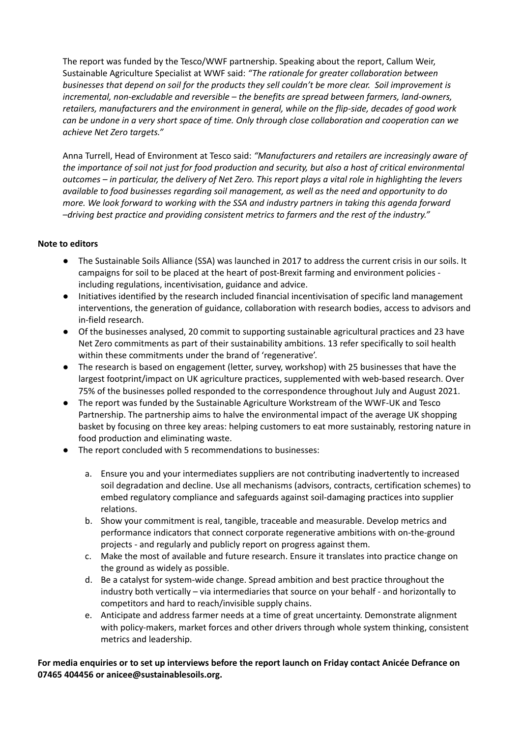The report was funded by the Tesco/WWF partnership. Speaking about the report, Callum Weir, Sustainable Agriculture Specialist at WWF said: *"The rationale for greater collaboration between businesses that depend on soil for the products they sell couldn't be more clear. Soil improvement is incremental, non-excludable and reversible – the benefits are spread between farmers, land-owners, retailers, manufacturers and the environment in general, while on the flip-side, decades of good work can be undone in a very short space of time. Only through close collaboration and cooperation can we achieve Net Zero targets."*

Anna Turrell, Head of Environment at Tesco said: *"Manufacturers and retailers are increasingly aware of the importance of soil not just for food production and security, but also a host of critical environmental outcomes – in particular, the delivery of Net Zero. This report plays a vital role in highlighting the levers available to food businesses regarding soil management, as well as the need and opportunity to do more. We look forward to working with the SSA and industry partners in taking this agenda forward –driving best practice and providing consistent metrics to farmers and the rest of the industry."*

**Note to editors**

- The Sustainable Soils Alliance (SSA) was launched in 2017 to address the current crisis in our soils. It campaigns for soil to be placed at the heart of post-Brexit farming and environment policies - including regulations, incentivisation, guidance and advice.
- Initiatives identified by the research included financial incentivisation of specific land management interventions, the generation of guidance, collaboration with research bodies, access to advisors and in-field research.
- Of the businesses analysed, 20 commit to supporting sustainable agricultural practices and 23 have Net Zero commitments as part of their sustainability ambitions. 13 refer specifically to soil health within these commitments under the brand of 'regenerative'.
- The research is based on engagement (letter, survey, workshop) with 25 businesses that have the largest footprint/impact on UK agriculture practices, supplemented with web-based research. Over 75% of the businesses polled responded to the correspondence throughout July and August 2021.
- The report was funded by the Sustainable Agriculture Workstream of the WWF-UK and Tesco Partnership. The partnership aims to halve the environmental impact of the average UK shopping basket by focusing on three key areas: helping customers to eat more sustainably, restoring nature in food production and eliminating waste.
- The report concluded with 5 recommendations to businesses:

  a. Ensure you and your intermediates suppliers are not contributing inadvertently to increased soil degradation and decline. Use all mechanisms (advisors, contracts, certification schemes) to embed regulatory compliance and safeguards against soil-damaging practices into supplier relations.
  b. Show your commitment is real, tangible, traceable and measurable. Develop metrics and performance indicators that connect corporate regenerative ambitions with on-the-ground projects - and regularly and publicly report on progress against them.
  c. Make the most of available and future research. Ensure it translates into practice change on the ground as widely as possible.
  d. Be a catalyst for system-wide change. Spread ambition and best practice throughout the industry both vertically – via intermediaries that source on your behalf - and horizontally to competitors and hard to reach/invisible supply chains.
  e. Anticipate and address farmer needs at a time of great uncertainty. Demonstrate alignment with policy-makers, market forces and other drivers through whole system thinking, consistent metrics and leadership.

**For media enquiries or to set up interviews before the report launch on Friday contact Anicée Defrance on 07465 404456 or anicee@sustainablesoils.org.**